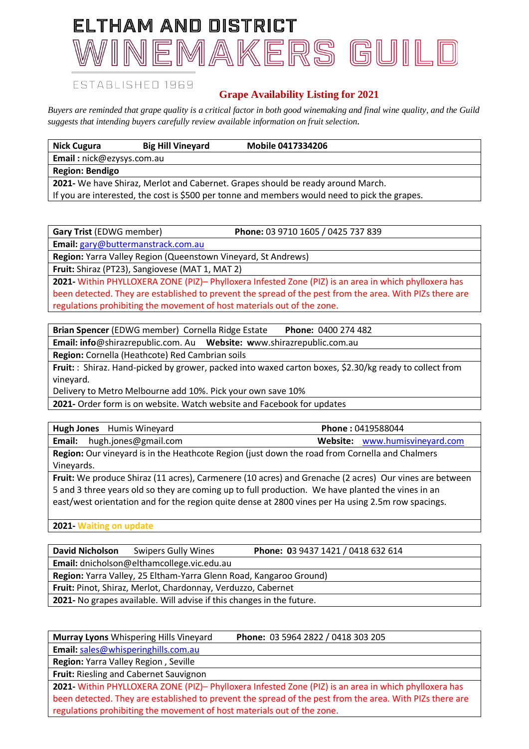# ELTHAM AND DISTRICT WINEMAKERS GUILD

ESTABLISHED 1969

## Grape Availability Listing for 2021

*Buyers are reminded that grape quality is a critical factor in both good winemaking and final wine quality, and the Guild suggests that intending buyers carefully review available information on fruit selection.*

| **Nick Cugura** **Big Hill Vineyard** **Mobile 0417334206** |
|---|
| **Email :** nick@ezysys.com.au |
| **Region: Bendigo** |
| **2021-** We have Shiraz, Merlot and Cabernet. Grapes should be ready around March. If you are interested, the cost is $500 per tonne and members would need to pick the grapes. |

| **Gary Trist** (EDWG member) **Phone:** 03 9710 1605 / 0425 737 839 |
|---|
| **Email:** gary@buttermanstrack.com.au |
| **Region:** Yarra Valley Region (Queenstown Vineyard, St Andrews) |
| **Fruit:** Shiraz (PT23), Sangiovese (MAT 1, MAT 2) |
| **2021-** Within PHYLLOXERA ZONE (PIZ)– Phylloxera Infested Zone (PIZ) is an area in which phylloxera has been detected. They are established to prevent the spread of the pest from the area. With PIZs there are regulations prohibiting the movement of host materials out of the zone. |

| **Brian Spencer** (EDWG member) Cornella Ridge Estate **Phone:** 0400 274 482 |
|---|
| **Email: info**@shirazrepublic.com. Au **Website: w**ww.shirazrepublic.com.au |
| **Region:** Cornella (Heathcote) Red Cambrian soils |
| **Fruit:** : Shiraz. Hand-picked by grower, packed into waxed carton boxes, $2.30/kg ready to collect from vineyard. Delivery to Metro Melbourne add 10%. Pick your own save 10% |
| **2021-** Order form is on website. Watch website and Facebook for updates |

| **Hugh Jones** Humis Wineyard **Phone :** 0419588044 |
|---|
| **Email:** hugh.jones@gmail.com **Website:** www.humisvineyard.com |
| **Region:** Our vineyard is in the Heathcote Region (just down the road from Cornella and Chalmers Vineyards. |
| **Fruit:** We produce Shiraz (11 acres), Carmenere (10 acres) and Grenache (2 acres) Our vines are between 5 and 3 three years old so they are coming up to full production. We have planted the vines in an east/west orientation and for the region quite dense at 2800 vines per Ha using 2.5m row spacings. |
| **2021-** Waiting on update |

| **David Nicholson** Swipers Gully Wines **Phone: 0**3 9437 1421 / 0418 632 614 |
|---|
| **Email:** dnicholson@elthamcollege.vic.edu.au |
| **Region:** Yarra Valley, 25 Eltham-Yarra Glenn Road, Kangaroo Ground) |
| **Fruit:** Pinot, Shiraz, Merlot, Chardonnay, Verduzzo, Cabernet |
| **2021-** No grapes available. Will advise if this changes in the future. |

| **Murray Lyons** Whispering Hills Vineyard **Phone:** 03 5964 2822 / 0418 303 205 |
|---|
| **Email:** sales@whisperinghills.com.au |
| **Region:** Yarra Valley Region , Seville |
| **Fruit:** Riesling and Cabernet Sauvignon |
| **2021-** Within PHYLLOXERA ZONE (PIZ)– Phylloxera Infested Zone (PIZ) is an area in which phylloxera has been detected. They are established to prevent the spread of the pest from the area. With PIZs there are regulations prohibiting the movement of host materials out of the zone. |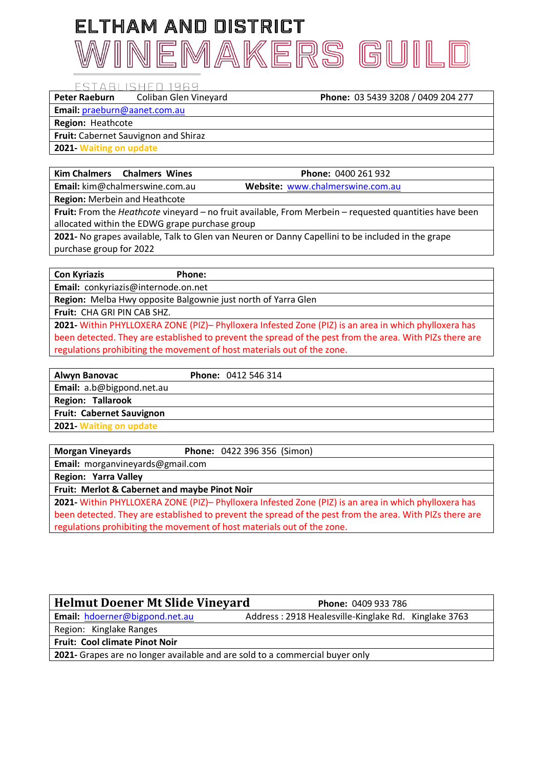# ELTHAM AND DISTRICT WINEMAKERS GUILD

ESTABLISHED 1969

| **Peter Raeburn** Coliban Glen Vineyard | **Phone:** 03 5439 3208 / 0409 204 277 |
|---|---|
| **Email:** praeburn@aanet.com.au | |
| **Region:** Heathcote | |
| **Fruit:** Cabernet Sauvignon and Shiraz | |
| **2021-** Waiting on update | |

| **Kim Chalmers** **Chalmers Wines** | **Phone:** 0400 261 932 |
|---|---|
| **Email:** kim@chalmerswine.com.au | **Website:** www.chalmerswine.com.au |
| **Region:** Merbein and Heathcote | |
| **Fruit:** From the *Heathcote* vineyard – no fruit available, From Merbein – requested quantities have been allocated within the EDWG grape purchase group | |
| **2021-** No grapes available, Talk to Glen van Neuren or Danny Capellini to be included in the grape purchase group for 2022 | |

| **Con Kyriazis** | **Phone:** |
|---|---|
| **Email:** conkyriazis@internode.on.net | |
| **Region:** Melba Hwy opposite Balgownie just north of Yarra Glen | |
| **Fruit:** CHA GRI PIN CAB SHZ. | |
| **2021-** Within PHYLLOXERA ZONE (PIZ)– Phylloxera Infested Zone (PIZ) is an area in which phylloxera has been detected. They are established to prevent the spread of the pest from the area. With PIZs there are regulations prohibiting the movement of host materials out of the zone. | |

| **Alwyn Banovac** | **Phone:** 0412 546 314 |
|---|---|
| **Email:** a.b@bigpond.net.au | |
| **Region: Tallarook** | |
| **Fruit: Cabernet Sauvignon** | |
| **2021-** Waiting on update | |

| **Morgan Vineyards** | **Phone:** 0422 396 356 (Simon) |
|---|---|
| **Email:** morganvineyards@gmail.com | |
| **Region: Yarra Valley** | |
| **Fruit: Merlot & Cabernet and maybe Pinot Noir** | |
| **2021-** Within PHYLLOXERA ZONE (PIZ)– Phylloxera Infested Zone (PIZ) is an area in which phylloxera has been detected. They are established to prevent the spread of the pest from the area. With PIZs there are regulations prohibiting the movement of host materials out of the zone. | |

| **Helmut Doener Mt Slide Vineyard** | **Phone:** 0409 933 786 |
|---|---|
| **Email:** hdoerner@bigpond.net.au | Address : 2918 Healesville-Kinglake Rd. Kinglake 3763 |
| Region: Kinglake Ranges | |
| **Fruit: Cool climate Pinot Noir** | |
| **2021-** Grapes are no longer available and are sold to a commercial buyer only | |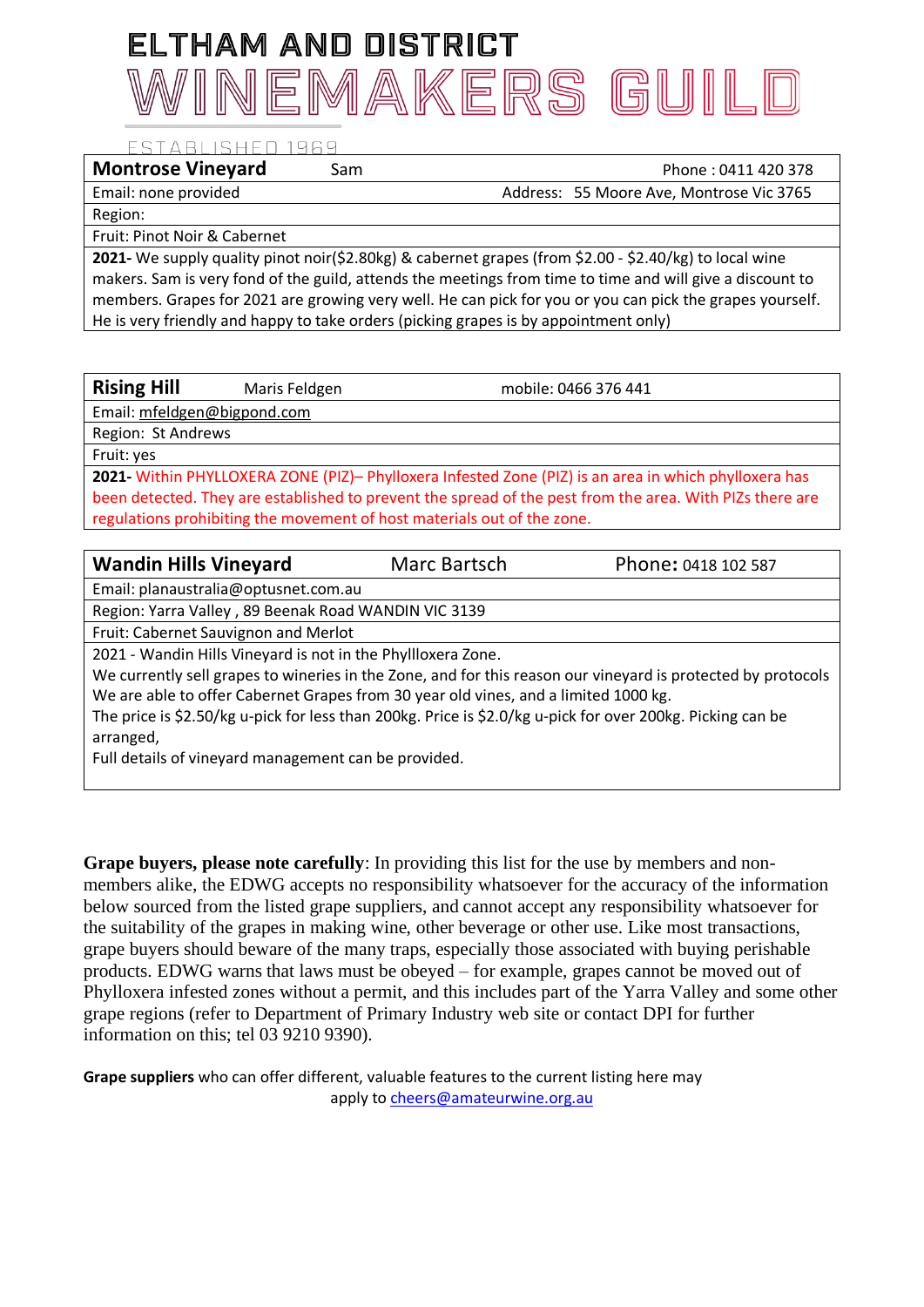# ELTHAM AND DISTRICT WINEMAKERS GUILD

ESTABLISHED 1969

| **Montrose Vineyard** | Sam | Phone : 0411 420 378 |
|---|---|---|
| Email: none provided | | Address: 55 Moore Ave, Montrose Vic 3765 |
| Region: | | |
| Fruit: Pinot Noir & Cabernet | | |
| **2021-** We supply quality pinot noir($2.80kg) & cabernet grapes (from $2.00 - $2.40/kg) to local wine makers. Sam is very fond of the guild, attends the meetings from time to time and will give a discount to members. Grapes for 2021 are growing very well. He can pick for you or you can pick the grapes yourself. He is very friendly and happy to take orders (picking grapes is by appointment only) | | |

| **Rising Hill** | Maris Feldgen | mobile: 0466 376 441 |
|---|---|---|
| Email: mfeldgen@bigpond.com | | |
| Region: St Andrews | | |
| Fruit: yes | | |
| **2021-** Within PHYLLOXERA ZONE (PIZ)– Phylloxera Infested Zone (PIZ) is an area in which phylloxera has been detected. They are established to prevent the spread of the pest from the area. With PIZs there are regulations prohibiting the movement of host materials out of the zone. | | |

| **Wandin Hills Vineyard** | Marc Bartsch | Phone: 0418 102 587 |
|---|---|---|
| Email: planaustralia@optusnet.com.au | | |
| Region: Yarra Valley , 89 Beenak Road WANDIN VIC 3139 | | |
| Fruit: Cabernet Sauvignon and Merlot | | |
| 2021 - Wandin Hills Vineyard is not in the Phyllloxera Zone. We currently sell grapes to wineries in the Zone, and for this reason our vineyard is protected by protocols We are able to offer Cabernet Grapes from 30 year old vines, and a limited 1000 kg. The price is $2.50/kg u-pick for less than 200kg. Price is $2.0/kg u-pick for over 200kg. Picking can be arranged, Full details of vineyard management can be provided. | | |

**Grape buyers, please note carefully**: In providing this list for the use by members and non-members alike, the EDWG accepts no responsibility whatsoever for the accuracy of the information below sourced from the listed grape suppliers, and cannot accept any responsibility whatsoever for the suitability of the grapes in making wine, other beverage or other use. Like most transactions, grape buyers should beware of the many traps, especially those associated with buying perishable products. EDWG warns that laws must be obeyed – for example, grapes cannot be moved out of Phylloxera infested zones without a permit, and this includes part of the Yarra Valley and some other grape regions (refer to Department of Primary Industry web site or contact DPI for further information on this; tel 03 9210 9390).

**Grape suppliers** who can offer different, valuable features to the current listing here may apply to cheers@amateurwine.org.au